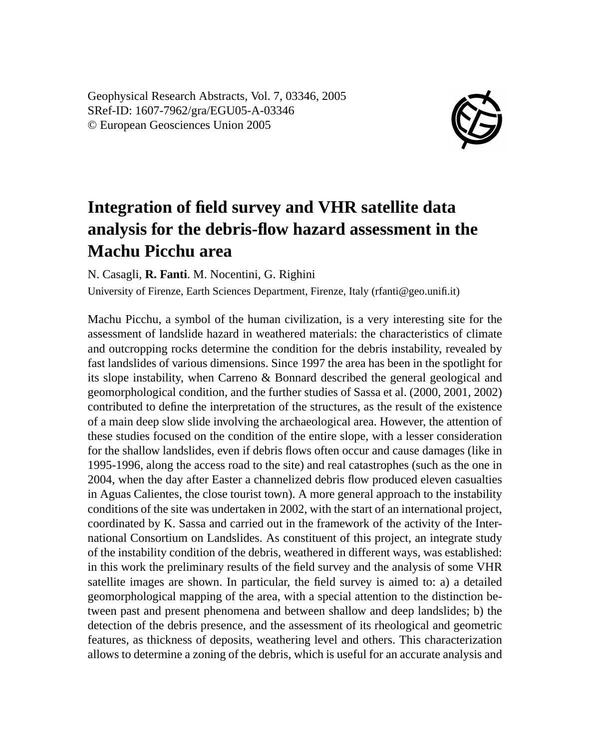Geophysical Research Abstracts, Vol. 7, 03346, 2005
SRef-ID: 1607-7962/gra/EGU05-A-03346
© European Geosciences Union 2005

# Integration of field survey and VHR satellite data analysis for the debris-flow hazard assessment in the Machu Picchu area

N. Casagli, **R. Fanti**. M. Nocentini, G. Righini

University of Firenze, Earth Sciences Department, Firenze, Italy (rfanti@geo.unifi.it)

Machu Picchu, a symbol of the human civilization, is a very interesting site for the assessment of landslide hazard in weathered materials: the characteristics of climate and outcropping rocks determine the condition for the debris instability, revealed by fast landslides of various dimensions. Since 1997 the area has been in the spotlight for its slope instability, when Carreno & Bonnard described the general geological and geomorphological condition, and the further studies of Sassa et al. (2000, 2001, 2002) contributed to define the interpretation of the structures, as the result of the existence of a main deep slow slide involving the archaeological area. However, the attention of these studies focused on the condition of the entire slope, with a lesser consideration for the shallow landslides, even if debris flows often occur and cause damages (like in 1995-1996, along the access road to the site) and real catastrophes (such as the one in 2004, when the day after Easter a channelized debris flow produced eleven casualties in Aguas Calientes, the close tourist town). A more general approach to the instability conditions of the site was undertaken in 2002, with the start of an international project, coordinated by K. Sassa and carried out in the framework of the activity of the International Consortium on Landslides. As constituent of this project, an integrate study of the instability condition of the debris, weathered in different ways, was established: in this work the preliminary results of the field survey and the analysis of some VHR satellite images are shown. In particular, the field survey is aimed to: a) a detailed geomorphological mapping of the area, with a special attention to the distinction between past and present phenomena and between shallow and deep landslides; b) the detection of the debris presence, and the assessment of its rheological and geometric features, as thickness of deposits, weathering level and others. This characterization allows to determine a zoning of the debris, which is useful for an accurate analysis and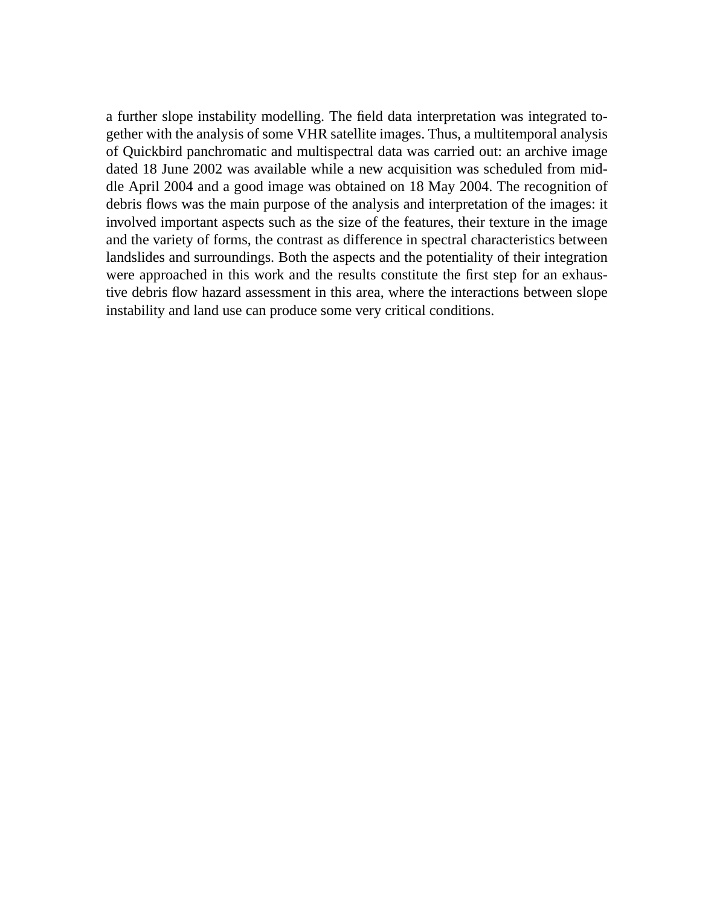a further slope instability modelling. The field data interpretation was integrated together with the analysis of some VHR satellite images. Thus, a multitemporal analysis of Quickbird panchromatic and multispectral data was carried out: an archive image dated 18 June 2002 was available while a new acquisition was scheduled from middle April 2004 and a good image was obtained on 18 May 2004. The recognition of debris flows was the main purpose of the analysis and interpretation of the images: it involved important aspects such as the size of the features, their texture in the image and the variety of forms, the contrast as difference in spectral characteristics between landslides and surroundings. Both the aspects and the potentiality of their integration were approached in this work and the results constitute the first step for an exhaustive debris flow hazard assessment in this area, where the interactions between slope instability and land use can produce some very critical conditions.